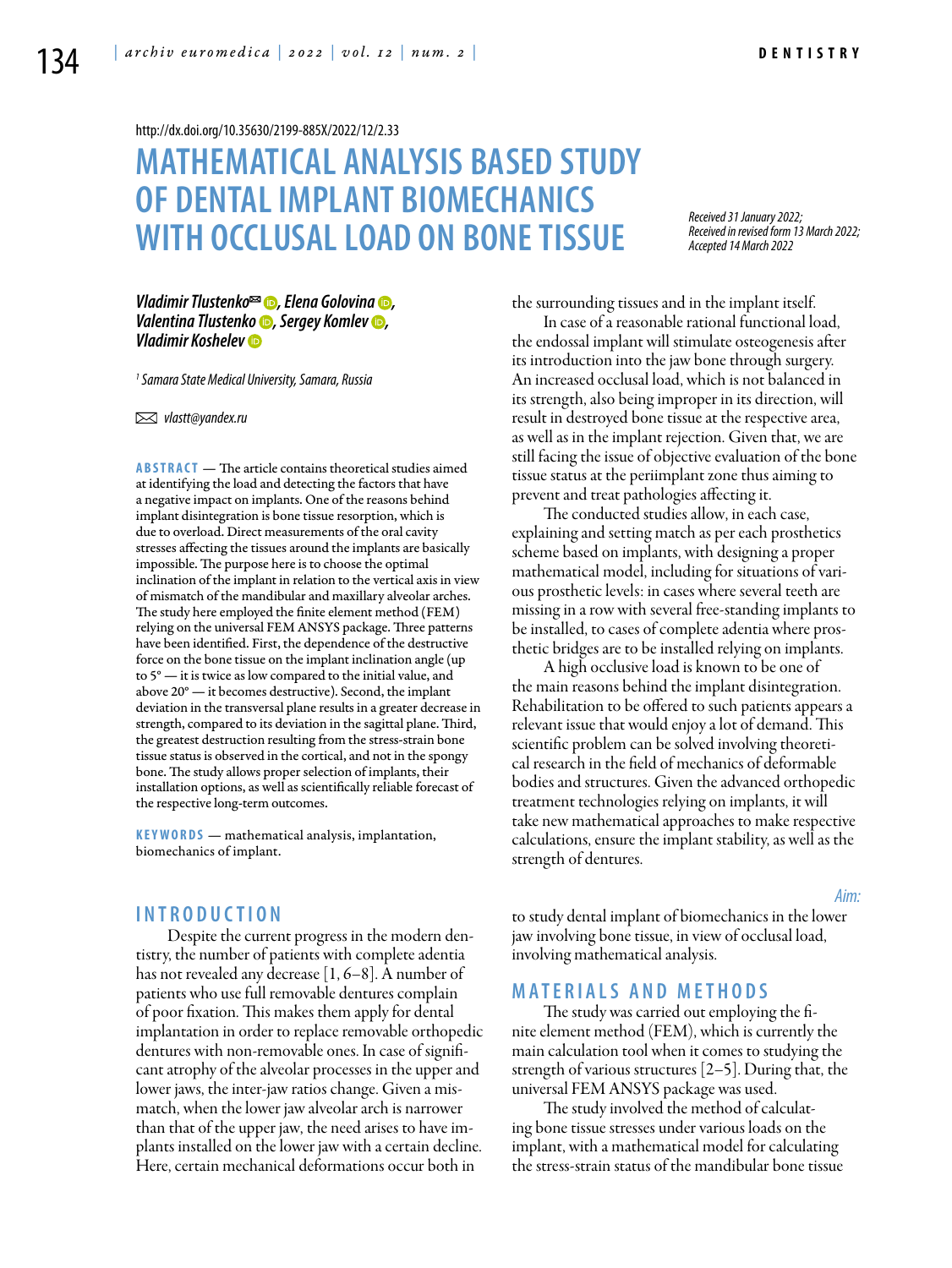http://dx.doi.org/10.35630/2199-885X/2022/12/2.33

# MATHEMATICAL ANALYSIS BASED STUDY OF DENTAL IMPLANT BIOMECHANICS WITH OCCLUSAL LOAD ON BONE TISSUE

*Received 31 January 2022; Received in revised form 13 March 2022; Accepted 14 March 2022*

***Vladimir Tlustenko✉, Elena Golovina, Valentina Tlustenko, Sergey Komlev, Vladimir Koshelev***

*[1] Samara State Medical University, Samara, Russia*

✉ *vlastt@yandex.ru*

**ABSTRACT** — The article contains theoretical studies aimed at identifying the load and detecting the factors that have a negative impact on implants. One of the reasons behind implant disintegration is bone tissue resorption, which is due to overload. Direct measurements of the oral cavity stresses affecting the tissues around the implants are basically impossible. The purpose here is to choose the optimal inclination of the implant in relation to the vertical axis in view of mismatch of the mandibular and maxillary alveolar arches. The study here employed the finite element method (FEM) relying on the universal FEM ANSYS package. Three patterns have been identified. First, the dependence of the destructive force on the bone tissue on the implant inclination angle (up to 5° — it is twice as low compared to the initial value, and above 20° — it becomes destructive). Second, the implant deviation in the transversal plane results in a greater decrease in strength, compared to its deviation in the sagittal plane. Third, the greatest destruction resulting from the stress-strain bone tissue status is observed in the cortical, and not in the spongy bone. The study allows proper selection of implants, their installation options, as well as scientifically reliable forecast of the respective long-term outcomes.

**KEYWORDS** — mathematical analysis, implantation, biomechanics of implant.

## INTRODUCTION

Despite the current progress in the modern dentistry, the number of patients with complete adentia has not revealed any decrease [1, 6–8]. A number of patients who use full removable dentures complain of poor fixation. This makes them apply for dental implantation in order to replace removable orthopedic dentures with non-removable ones. In case of significant atrophy of the alveolar processes in the upper and lower jaws, the inter-jaw ratios change. Given a mismatch, when the lower jaw alveolar arch is narrower than that of the upper jaw, the need arises to have implants installed on the lower jaw with a certain decline. Here, certain mechanical deformations occur both in the surrounding tissues and in the implant itself.

In case of a reasonable rational functional load, the endossal implant will stimulate osteogenesis after its introduction into the jaw bone through surgery. An increased occlusal load, which is not balanced in its strength, also being improper in its direction, will result in destroyed bone tissue at the respective area, as well as in the implant rejection. Given that, we are still facing the issue of objective evaluation of the bone tissue status at the periimplant zone thus aiming to prevent and treat pathologies affecting it.

The conducted studies allow, in each case, explaining and setting match as per each prosthetics scheme based on implants, with designing a proper mathematical model, including for situations of various prosthetic levels: in cases where several teeth are missing in a row with several free-standing implants to be installed, to cases of complete adentia where prosthetic bridges are to be installed relying on implants.

A high occlusive load is known to be one of the main reasons behind the implant disintegration. Rehabilitation to be offered to such patients appears a relevant issue that would enjoy a lot of demand. This scientific problem can be solved involving theoretical research in the field of mechanics of deformable bodies and structures. Given the advanced orthopedic treatment technologies relying on implants, it will take new mathematical approaches to make respective calculations, ensure the implant stability, as well as the strength of dentures.

*Aim:*

to study dental implant of biomechanics in the lower jaw involving bone tissue, in view of occlusal load, involving mathematical analysis.

## MATERIALS AND METHODS

The study was carried out employing the finite element method (FEM), which is currently the main calculation tool when it comes to studying the strength of various structures [2–5]. During that, the universal FEM ANSYS package was used.

The study involved the method of calculating bone tissue stresses under various loads on the implant, with a mathematical model for calculating the stress-strain status of the mandibular bone tissue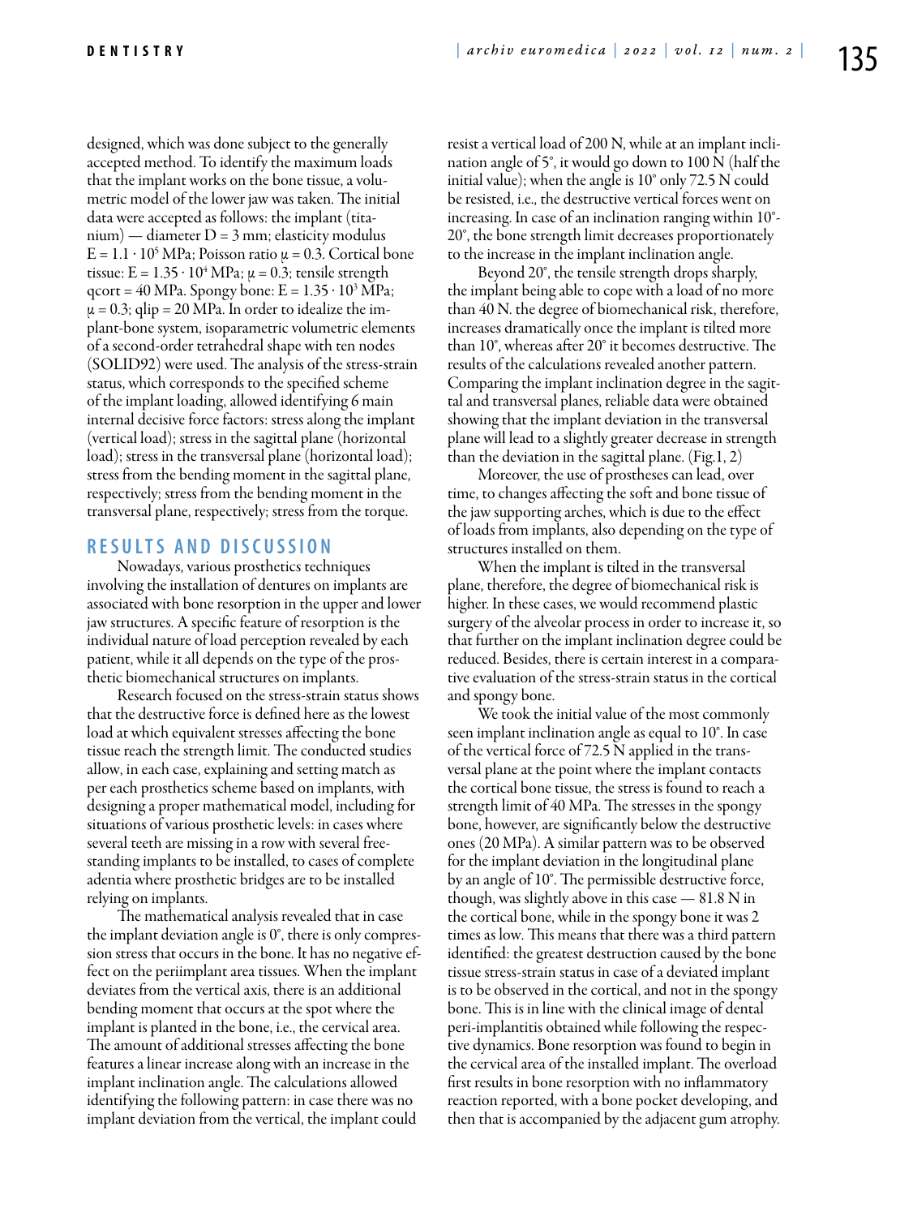designed, which was done subject to the generally accepted method. To identify the maximum loads that the implant works on the bone tissue, a volumetric model of the lower jaw was taken. The initial data were accepted as follows: the implant (titanium) — diameter D = 3 mm; elasticity modulus $E = 1.1 \cdot 10^5$ MPa; Poisson ratio $\mu = 0.3$. Cortical bone tissue: $E = 1.35 \cdot 10^4$ MPa; $\mu = 0.3$; tensile strength qcort = 40 MPa. Spongy bone: $E = 1.35 \cdot 10^3$ MPa; $\mu = 0.3$; qlip = 20 MPa. In order to idealize the implant-bone system, isoparametric volumetric elements of a second-order tetrahedral shape with ten nodes (SOLID92) were used. The analysis of the stress-strain status, which corresponds to the specified scheme of the implant loading, allowed identifying 6 main internal decisive force factors: stress along the implant (vertical load); stress in the sagittal plane (horizontal load); stress in the transversal plane (horizontal load); stress from the bending moment in the sagittal plane, respectively; stress from the bending moment in the transversal plane, respectively; stress from the torque.

## RESULTS AND DISCUSSION

Nowadays, various prosthetics techniques involving the installation of dentures on implants are associated with bone resorption in the upper and lower jaw structures. A specific feature of resorption is the individual nature of load perception revealed by each patient, while it all depends on the type of the prosthetic biomechanical structures on implants.

Research focused on the stress-strain status shows that the destructive force is defined here as the lowest load at which equivalent stresses affecting the bone tissue reach the strength limit. The conducted studies allow, in each case, explaining and setting match as per each prosthetics scheme based on implants, with designing a proper mathematical model, including for situations of various prosthetic levels: in cases where several teeth are missing in a row with several freestanding implants to be installed, to cases of complete adentia where prosthetic bridges are to be installed relying on implants.

The mathematical analysis revealed that in case the implant deviation angle is 0°, there is only compression stress that occurs in the bone. It has no negative effect on the periimplant area tissues. When the implant deviates from the vertical axis, there is an additional bending moment that occurs at the spot where the implant is planted in the bone, i.e., the cervical area. The amount of additional stresses affecting the bone features a linear increase along with an increase in the implant inclination angle. The calculations allowed identifying the following pattern: in case there was no implant deviation from the vertical, the implant could resist a vertical load of 200 N, while at an implant inclination angle of 5°, it would go down to 100 N (half the initial value); when the angle is 10° only 72.5 N could be resisted, i.e., the destructive vertical forces went on increasing. In case of an inclination ranging within 10°-20°, the bone strength limit decreases proportionately to the increase in the implant inclination angle.

Beyond 20°, the tensile strength drops sharply, the implant being able to cope with a load of no more than 40 N. the degree of biomechanical risk, therefore, increases dramatically once the implant is tilted more than 10°, whereas after 20° it becomes destructive. The results of the calculations revealed another pattern. Comparing the implant inclination degree in the sagittal and transversal planes, reliable data were obtained showing that the implant deviation in the transversal plane will lead to a slightly greater decrease in strength than the deviation in the sagittal plane. (Fig.1, 2)

Moreover, the use of prostheses can lead, over time, to changes affecting the soft and bone tissue of the jaw supporting arches, which is due to the effect of loads from implants, also depending on the type of structures installed on them.

When the implant is tilted in the transversal plane, therefore, the degree of biomechanical risk is higher. In these cases, we would recommend plastic surgery of the alveolar process in order to increase it, so that further on the implant inclination degree could be reduced. Besides, there is certain interest in a comparative evaluation of the stress-strain status in the cortical and spongy bone.

We took the initial value of the most commonly seen implant inclination angle as equal to 10°. In case of the vertical force of 72.5 N applied in the transversal plane at the point where the implant contacts the cortical bone tissue, the stress is found to reach a strength limit of 40 MPa. The stresses in the spongy bone, however, are significantly below the destructive ones (20 MPa). A similar pattern was to be observed for the implant deviation in the longitudinal plane by an angle of 10°. The permissible destructive force, though, was slightly above in this case — 81.8 N in the cortical bone, while in the spongy bone it was 2 times as low. This means that there was a third pattern identified: the greatest destruction caused by the bone tissue stress-strain status in case of a deviated implant is to be observed in the cortical, and not in the spongy bone. This is in line with the clinical image of dental peri-implantitis obtained while following the respective dynamics. Bone resorption was found to begin in the cervical area of the installed implant. The overload first results in bone resorption with no inflammatory reaction reported, with a bone pocket developing, and then that is accompanied by the adjacent gum atrophy.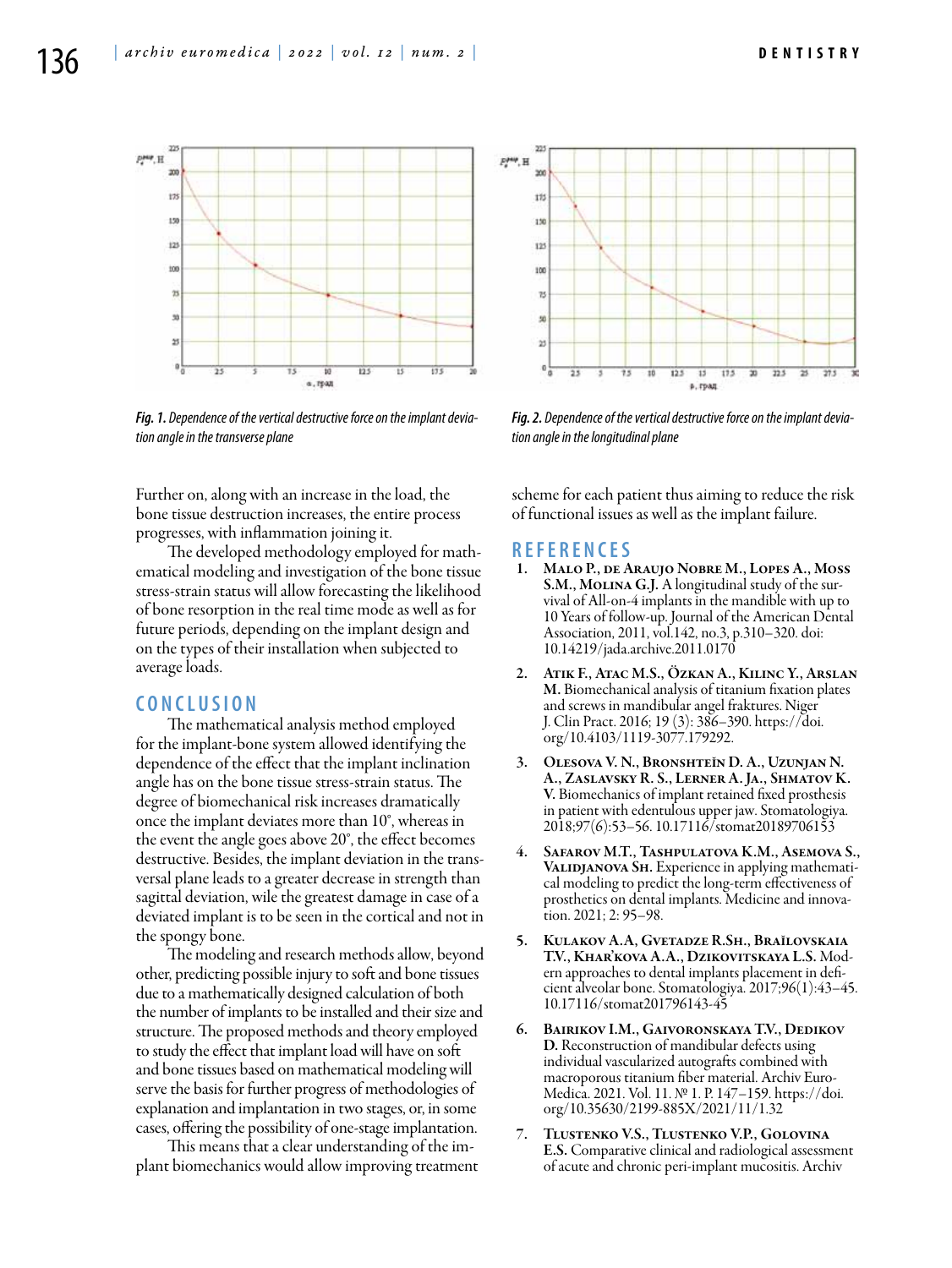*Fig. 1. Dependence of the vertical destructive force on the implant deviation angle in the transverse plane*

*Fig. 2. Dependence of the vertical destructive force on the implant deviation angle in the longitudinal plane*

Further on, along with an increase in the load, the bone tissue destruction increases, the entire process progresses, with inflammation joining it.

The developed methodology employed for mathematical modeling and investigation of the bone tissue stress-strain status will allow forecasting the likelihood of bone resorption in the real time mode as well as for future periods, depending on the implant design and on the types of their installation when subjected to average loads.

## CONCLUSION

The mathematical analysis method employed for the implant-bone system allowed identifying the dependence of the effect that the implant inclination angle has on the bone tissue stress-strain status. The degree of biomechanical risk increases dramatically once the implant deviates more than 10°, whereas in the event the angle goes above 20°, the effect becomes destructive. Besides, the implant deviation in the transversal plane leads to a greater decrease in strength than sagittal deviation, wile the greatest damage in case of a deviated implant is to be seen in the cortical and not in the spongy bone.

The modeling and research methods allow, beyond other, predicting possible injury to soft and bone tissues due to a mathematically designed calculation of both the number of implants to be installed and their size and structure. The proposed methods and theory employed to study the effect that implant load will have on soft and bone tissues based on mathematical modeling will serve the basis for further progress of methodologies of explanation and implantation in two stages, or, in some cases, offering the possibility of one-stage implantation.

This means that a clear understanding of the implant biomechanics would allow improving treatment scheme for each patient thus aiming to reduce the risk of functional issues as well as the implant failure.

## REFERENCES

1. **Malo P., de Araujo Nobre M., Lopes A., Moss S.M., Molina G.J.** A longitudinal study of the survival of All-on-4 implants in the mandible with up to 10 Years of follow-up. Journal of the American Dental Association, 2011, vol.142, no.3, p.310–320. doi: 10.14219/jada.archive.2011.0170
2. **Atik F., Atac M.S., Özkan A., Kilinc Y., Arslan M.** Biomechanical analysis of titanium fixation plates and screws in mandibular angel fraktures. Niger J. Clin Pract. 2016; 19 (3): 386–390. https://doi.org/10.4103/1119-3077.179292.
3. **Olesova V. N., Bronshteĭn D. A., Uzunjan N. A., Zaslavsky R. S., Lerner A. Ja., Shmatov K. V.** Biomechanics of implant retained fixed prosthesis in patient with edentulous upper jaw. Stomatologiya. 2018;97(6):53–56. 10.17116/stomat20189706153
4. **Safarov M.T., Tashpulatova K.M., Asemova S., Validjanova Sh.** Experience in applying mathematical modeling to predict the long-term effectiveness of prosthetics on dental implants. Medicine and innovation. 2021; 2: 95–98.
5. **Kulakov A.A, Gvetadze R.Sh., Braĭlovskaia T.V., Khar'kova A.A., Dzikovitskaya L.S.** Modern approaches to dental implants placement in deficient alveolar bone. Stomatologiya. 2017;96(1):43–45. 10.17116/stomat201796143-45
6. **Bairikov I.M., Gaivoronskaya T.V., Dedikov D.** Reconstruction of mandibular defects using individual vascularized autografts combined with macroporous titanium fiber material. Archiv EuroMedica. 2021. Vol. 11. № 1. P. 147–159. https://doi.org/10.35630/2199-885X/2021/11/1.32
7. **Tlustenko V.S., Tlustenko V.P., Golovina E.S.** Comparative clinical and radiological assessment of acute and chronic peri-implant mucositis. Archiv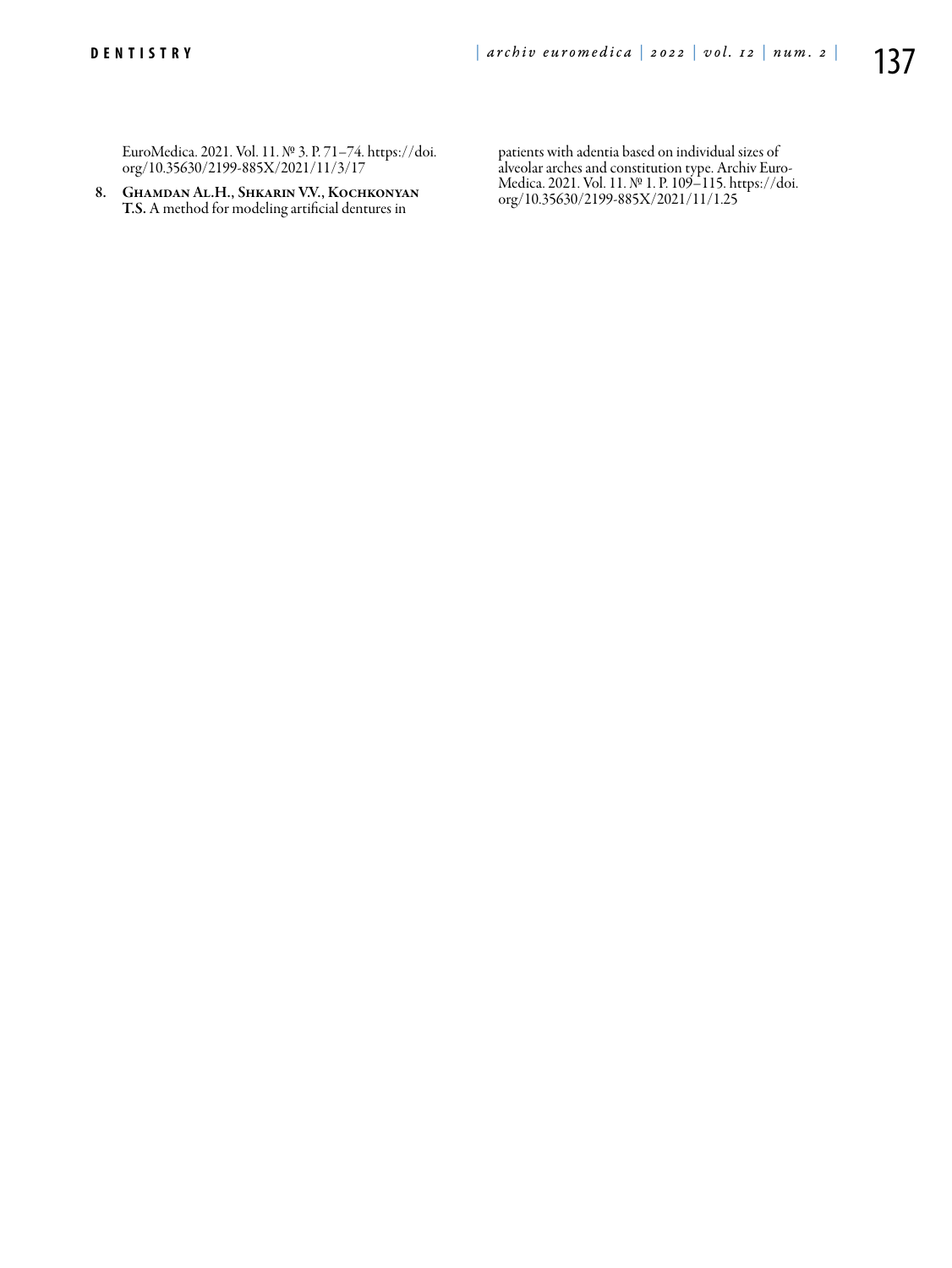EuroMedica. 2021. Vol. 11. № 3. P. 71–74. https://doi.org/10.35630/2199-885X/2021/11/3/17

8. **Ghamdan Al.H., Shkarin V.V., Kochkonyan T.S.** A method for modeling artificial dentures in patients with adentia based on individual sizes of alveolar arches and constitution type. Archiv Euro-Medica. 2021. Vol. 11. № 1. P. 109–115. https://doi.org/10.35630/2199-885X/2021/11/1.25